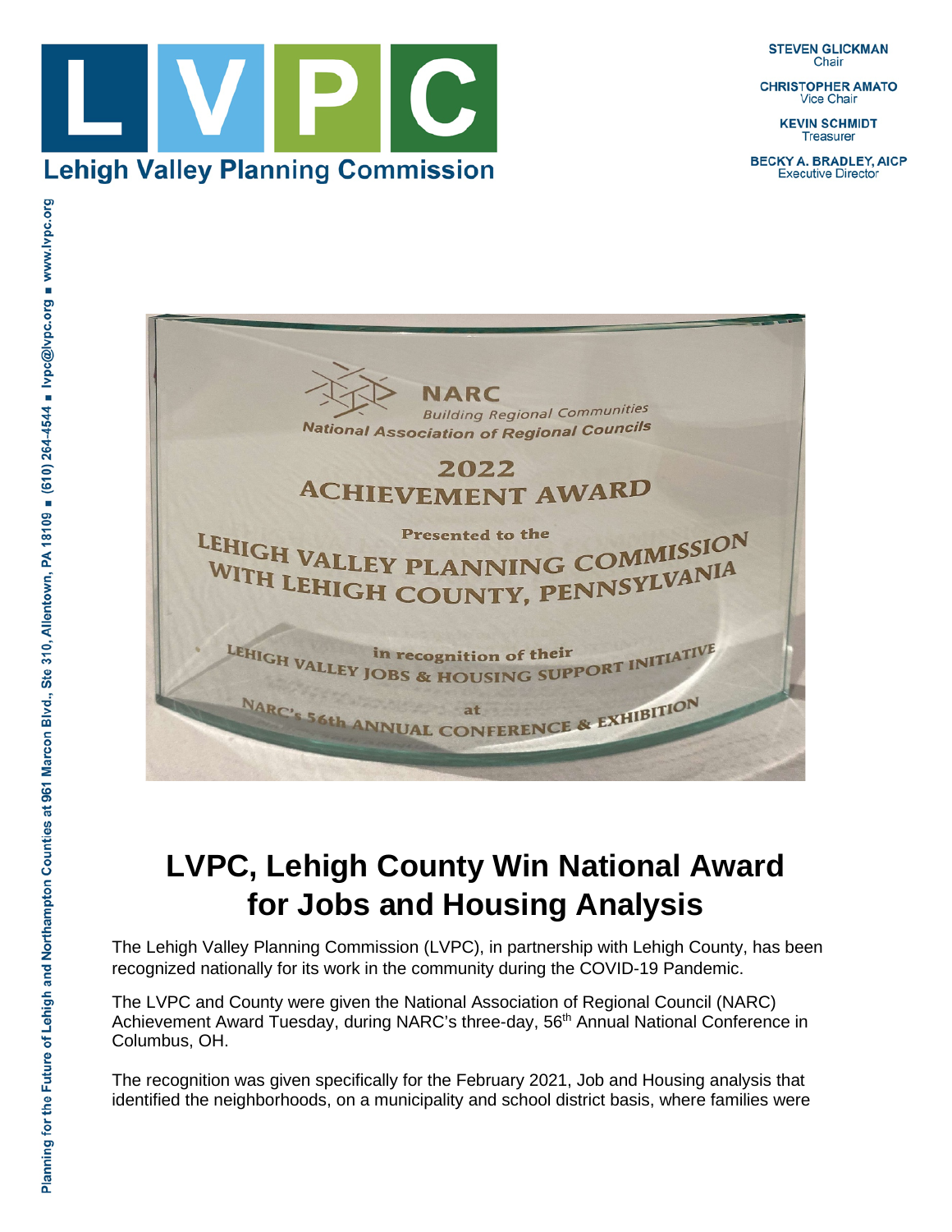# Lehigh Valley Planning Commission

**STEVEN GLICKMAN**
Chair

**CHRISTOPHER AMATO**
Vice Chair

**KEVIN SCHMIDT**
Treasurer

**BECKY A. BRADLEY, AICP**
Executive Director

Planning for the Future of Lehigh and Northampton Counties at 961 Marcon Blvd., Ste 310, Allentown, PA 18109 ■ (610) 264-4544 ■ lvpc@lvpc.org ■ www.lvpc.org

NARC
Building Regional Communities
National Association of Regional Councils

2022
ACHIEVEMENT AWARD

Presented to the
LEHIGH VALLEY PLANNING COMMISSION
WITH LEHIGH COUNTY, PENNSYLVANIA

in recognition of their
LEHIGH VALLEY JOBS & HOUSING SUPPORT INITIATIVE

at
NARC's 56th ANNUAL CONFERENCE & EXHIBITION

# LVPC, Lehigh County Win National Award for Jobs and Housing Analysis

The Lehigh Valley Planning Commission (LVPC), in partnership with Lehigh County, has been recognized nationally for its work in the community during the COVID-19 Pandemic.

The LVPC and County were given the National Association of Regional Council (NARC) Achievement Award Tuesday, during NARC's three-day, 56th Annual National Conference in Columbus, OH.

The recognition was given specifically for the February 2021, Job and Housing analysis that identified the neighborhoods, on a municipality and school district basis, where families were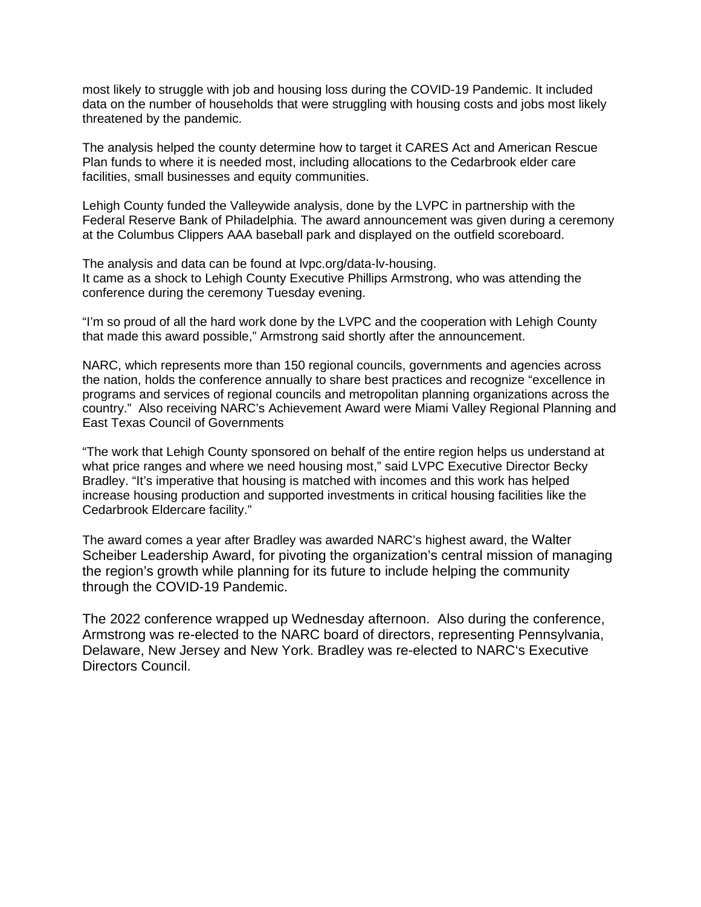most likely to struggle with job and housing loss during the COVID-19 Pandemic. It included data on the number of households that were struggling with housing costs and jobs most likely threatened by the pandemic.

The analysis helped the county determine how to target it CARES Act and American Rescue Plan funds to where it is needed most, including allocations to the Cedarbrook elder care facilities, small businesses and equity communities.

Lehigh County funded the Valleywide analysis, done by the LVPC in partnership with the Federal Reserve Bank of Philadelphia. The award announcement was given during a ceremony at the Columbus Clippers AAA baseball park and displayed on the outfield scoreboard.

The analysis and data can be found at lvpc.org/data-lv-housing.
It came as a shock to Lehigh County Executive Phillips Armstrong, who was attending the conference during the ceremony Tuesday evening.

“I’m so proud of all the hard work done by the LVPC and the cooperation with Lehigh County that made this award possible,” Armstrong said shortly after the announcement.

NARC, which represents more than 150 regional councils, governments and agencies across the nation, holds the conference annually to share best practices and recognize “excellence in programs and services of regional councils and metropolitan planning organizations across the country.” Also receiving NARC’s Achievement Award were Miami Valley Regional Planning and East Texas Council of Governments

“The work that Lehigh County sponsored on behalf of the entire region helps us understand at what price ranges and where we need housing most,” said LVPC Executive Director Becky Bradley. “It’s imperative that housing is matched with incomes and this work has helped increase housing production and supported investments in critical housing facilities like the Cedarbrook Eldercare facility.”

The award comes a year after Bradley was awarded NARC’s highest award, the Walter Scheiber Leadership Award, for pivoting the organization’s central mission of managing the region’s growth while planning for its future to include helping the community through the COVID-19 Pandemic.

The 2022 conference wrapped up Wednesday afternoon. Also during the conference, Armstrong was re-elected to the NARC board of directors, representing Pennsylvania, Delaware, New Jersey and New York. Bradley was re-elected to NARC‘s Executive Directors Council.